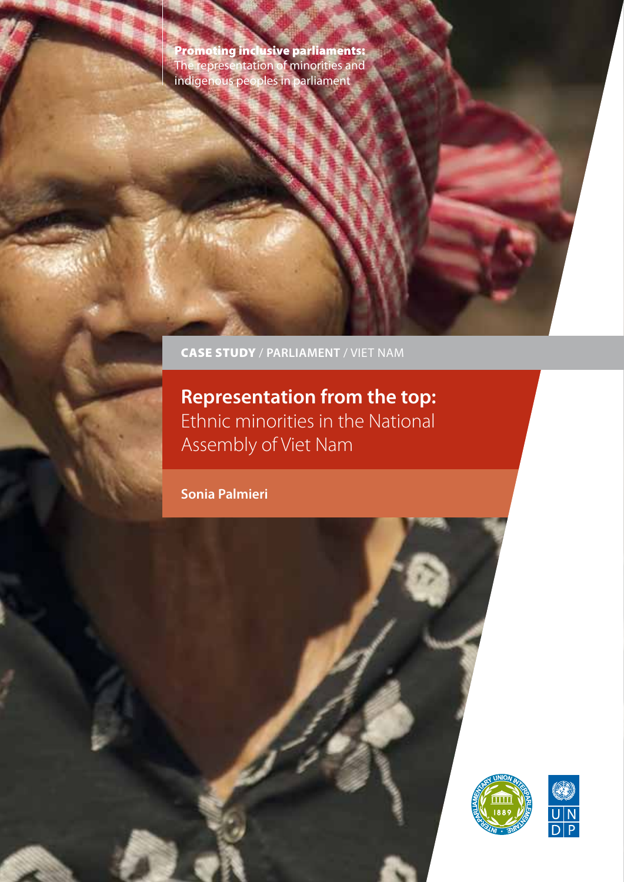**Promoting inclusive parliaments:**
The representation of minorities and indigenous peoples in parliament

**CASE STUDY** / **PARLIAMENT** / VIET NAM

# Representation from the top: Ethnic minorities in the National Assembly of Viet Nam

**Sonia Palmieri**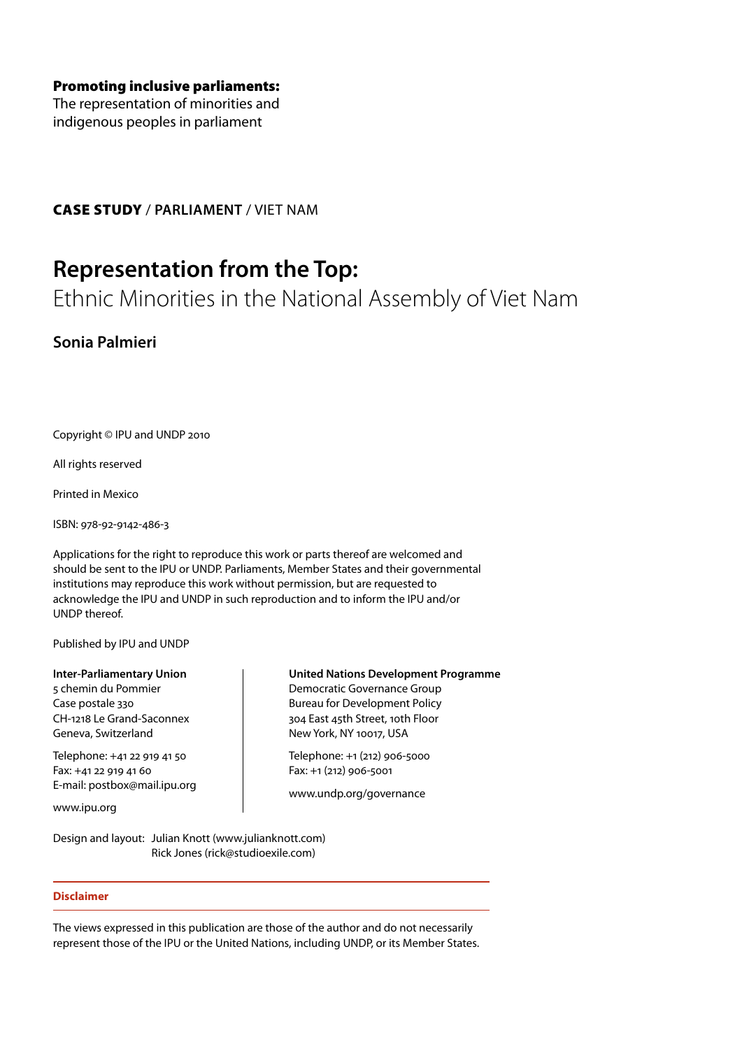**Promoting inclusive parliaments:**
The representation of minorities and indigenous peoples in parliament

**CASE STUDY** / PARLIAMENT / VIET NAM

# Representation from the Top:

## Ethnic Minorities in the National Assembly of Viet Nam

### Sonia Palmieri

Copyright © IPU and UNDP 2010

All rights reserved

Printed in Mexico

ISBN: 978-92-9142-486-3

Applications for the right to reproduce this work or parts thereof are welcomed and should be sent to the IPU or UNDP. Parliaments, Member States and their governmental institutions may reproduce this work without permission, but are requested to acknowledge the IPU and UNDP in such reproduction and to inform the IPU and/or UNDP thereof.

Published by IPU and UNDP

**Inter-Parliamentary Union**
5 chemin du Pommier
Case postale 330
CH-1218 Le Grand-Saconnex
Geneva, Switzerland

Telephone: +41 22 919 41 50
Fax: +41 22 919 41 60
E-mail: postbox@mail.ipu.org

www.ipu.org

**United Nations Development Programme**
Democratic Governance Group
Bureau for Development Policy
304 East 45th Street, 10th Floor
New York, NY 10017, USA

Telephone: +1 (212) 906-5000
Fax: +1 (212) 906-5001

www.undp.org/governance

Design and layout: Julian Knott (www.julianknott.com)
Rick Jones (rick@studioexile.com)

**Disclaimer**

The views expressed in this publication are those of the author and do not necessarily represent those of the IPU or the United Nations, including UNDP, or its Member States.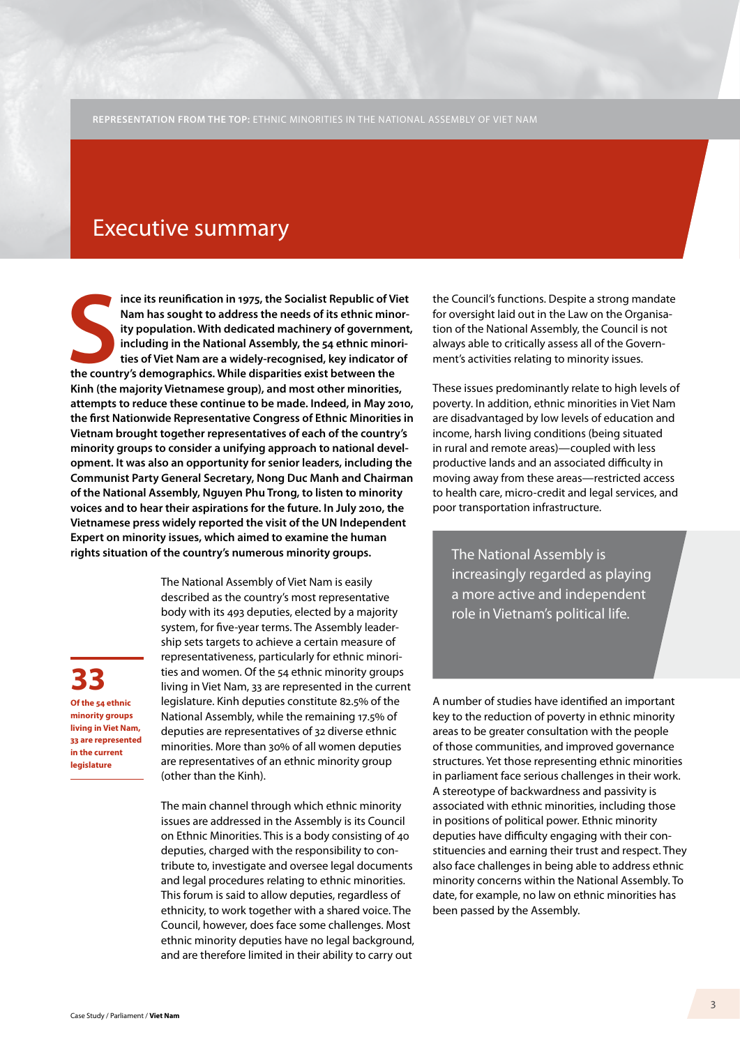# Executive summary

**Since its reunification in 1975, the Socialist Republic of Viet Nam has sought to address the needs of its ethnic minority population. With dedicated machinery of government, including in the National Assembly, the 54 ethnic minorities of Viet Nam are a widely-recognised, key indicator of the country's demographics. While disparities exist between the Kinh (the majority Vietnamese group), and most other minorities, attempts to reduce these continue to be made. Indeed, in May 2010, the first Nationwide Representative Congress of Ethnic Minorities in Vietnam brought together representatives of each of the country's minority groups to consider a unifying approach to national development. It was also an opportunity for senior leaders, including the Communist Party General Secretary, Nong Duc Manh and Chairman of the National Assembly, Nguyen Phu Trong, to listen to minority voices and to hear their aspirations for the future. In July 2010, the Vietnamese press widely reported the visit of the UN Independent Expert on minority issues, which aimed to examine the human rights situation of the country's numerous minority groups.**

**33**
**Of the 54 ethnic minority groups living in Viet Nam, 33 are represented in the current legislature**

The National Assembly of Viet Nam is easily described as the country's most representative body with its 493 deputies, elected by a majority system, for five-year terms. The Assembly leadership sets targets to achieve a certain measure of representativeness, particularly for ethnic minorities and women. Of the 54 ethnic minority groups living in Viet Nam, 33 are represented in the current legislature. Kinh deputies constitute 82.5% of the National Assembly, while the remaining 17.5% of deputies are representatives of 32 diverse ethnic minorities. More than 30% of all women deputies are representatives of an ethnic minority group (other than the Kinh).

The main channel through which ethnic minority issues are addressed in the Assembly is its Council on Ethnic Minorities. This is a body consisting of 40 deputies, charged with the responsibility to contribute to, investigate and oversee legal documents and legal procedures relating to ethnic minorities. This forum is said to allow deputies, regardless of ethnicity, to work together with a shared voice. The Council, however, does face some challenges. Most ethnic minority deputies have no legal background, and are therefore limited in their ability to carry out the Council's functions. Despite a strong mandate for oversight laid out in the Law on the Organisation of the National Assembly, the Council is not always able to critically assess all of the Government's activities relating to minority issues.

These issues predominantly relate to high levels of poverty. In addition, ethnic minorities in Viet Nam are disadvantaged by low levels of education and income, harsh living conditions (being situated in rural and remote areas)—coupled with less productive lands and an associated difficulty in moving away from these areas—restricted access to health care, micro-credit and legal services, and poor transportation infrastructure.

> The National Assembly is increasingly regarded as playing a more active and independent role in Vietnam's political life.

A number of studies have identified an important key to the reduction of poverty in ethnic minority areas to be greater consultation with the people of those communities, and improved governance structures. Yet those representing ethnic minorities in parliament face serious challenges in their work. A stereotype of backwardness and passivity is associated with ethnic minorities, including those in positions of political power. Ethnic minority deputies have difficulty engaging with their constituencies and earning their trust and respect. They also face challenges in being able to address ethnic minority concerns within the National Assembly. To date, for example, no law on ethnic minorities has been passed by the Assembly.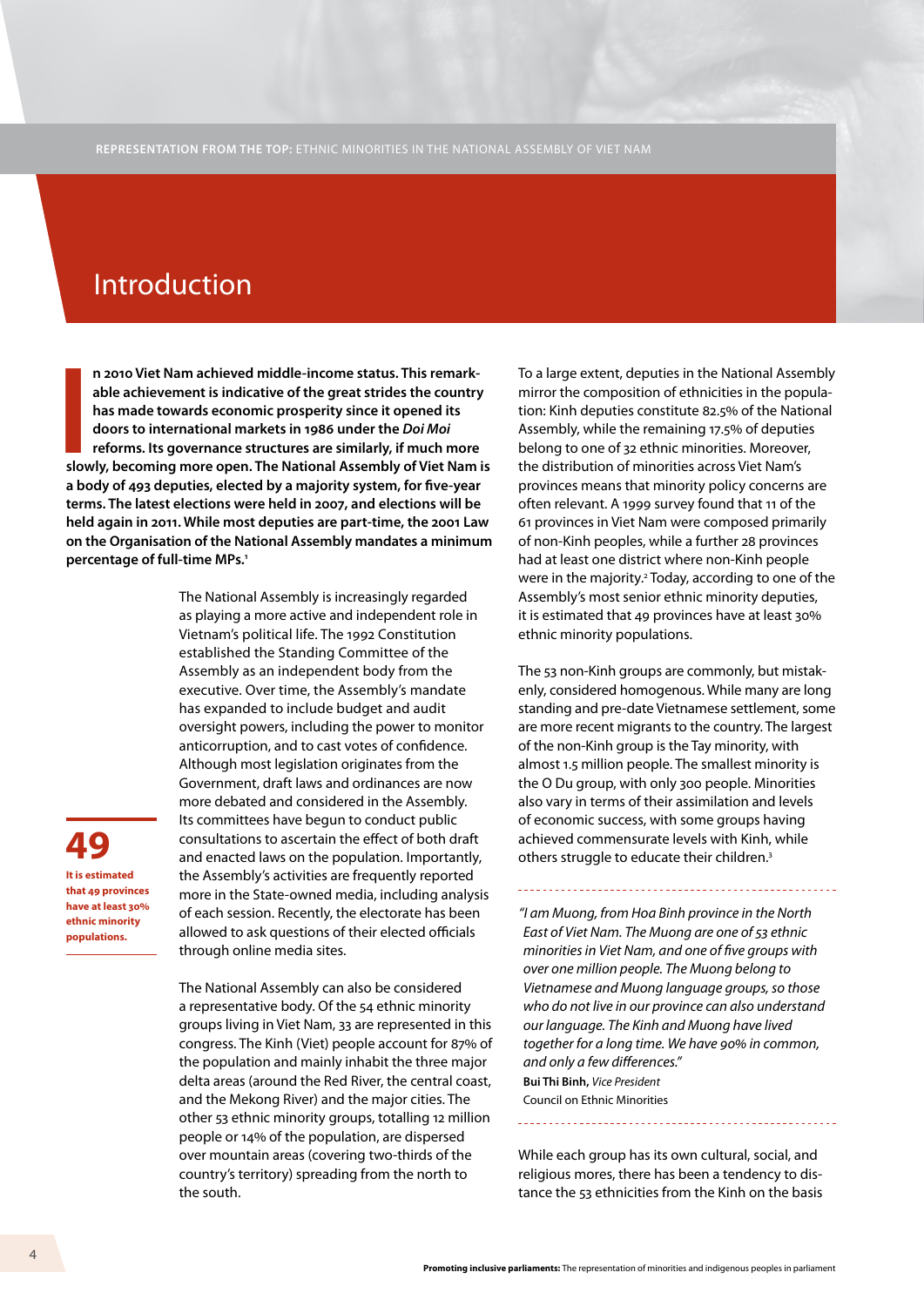# Introduction

**In 2010 Viet Nam achieved middle-income status. This remarkable achievement is indicative of the great strides the country has made towards economic prosperity since it opened its doors to international markets in 1986 under the *Doi Moi* reforms. Its governance structures are similarly, if much more slowly, becoming more open. The National Assembly of Viet Nam is a body of 493 deputies, elected by a majority system, for five-year terms. The latest elections were held in 2007, and elections will be held again in 2011. While most deputies are part-time, the 2001 Law on the Organisation of the National Assembly mandates a minimum percentage of full-time MPs.[1]**

The National Assembly is increasingly regarded as playing a more active and independent role in Vietnam's political life. The 1992 Constitution established the Standing Committee of the Assembly as an independent body from the executive. Over time, the Assembly's mandate has expanded to include budget and audit oversight powers, including the power to monitor anticorruption, and to cast votes of confidence. Although most legislation originates from the Government, draft laws and ordinances are now more debated and considered in the Assembly. Its committees have begun to conduct public consultations to ascertain the effect of both draft and enacted laws on the population. Importantly, the Assembly's activities are frequently reported more in the State-owned media, including analysis of each session. Recently, the electorate has been allowed to ask questions of their elected officials through online media sites.

**49**

**It is estimated that 49 provinces have at least 30% ethnic minority populations.**

The National Assembly can also be considered a representative body. Of the 54 ethnic minority groups living in Viet Nam, 33 are represented in this congress. The Kinh (Viet) people account for 87% of the population and mainly inhabit the three major delta areas (around the Red River, the central coast, and the Mekong River) and the major cities. The other 53 ethnic minority groups, totalling 12 million people or 14% of the population, are dispersed over mountain areas (covering two-thirds of the country's territory) spreading from the north to the south.

To a large extent, deputies in the National Assembly mirror the composition of ethnicities in the population: Kinh deputies constitute 82.5% of the National Assembly, while the remaining 17.5% of deputies belong to one of 32 ethnic minorities. Moreover, the distribution of minorities across Viet Nam's provinces means that minority policy concerns are often relevant. A 1999 survey found that 11 of the 61 provinces in Viet Nam were composed primarily of non-Kinh peoples, while a further 28 provinces had at least one district where non-Kinh people were in the majority.[2] Today, according to one of the Assembly's most senior ethnic minority deputies, it is estimated that 49 provinces have at least 30% ethnic minority populations.

The 53 non-Kinh groups are commonly, but mistakenly, considered homogenous. While many are long standing and pre-date Vietnamese settlement, some are more recent migrants to the country. The largest of the non-Kinh group is the Tay minority, with almost 1.5 million people. The smallest minority is the O Du group, with only 300 people. Minorities also vary in terms of their assimilation and levels of economic success, with some groups having achieved commensurate levels with Kinh, while others struggle to educate their children.[3]

*"I am Muong, from Hoa Binh province in the North East of Viet Nam. The Muong are one of 53 ethnic minorities in Viet Nam, and one of five groups with over one million people. The Muong belong to Vietnamese and Muong language groups, so those who do not live in our province can also understand our language. The Kinh and Muong have lived together for a long time. We have 90% in common, and only a few differences."*
**Bui Thi Binh,** *Vice President*
Council on Ethnic Minorities

While each group has its own cultural, social, and religious mores, there has been a tendency to distance the 53 ethnicities from the Kinh on the basis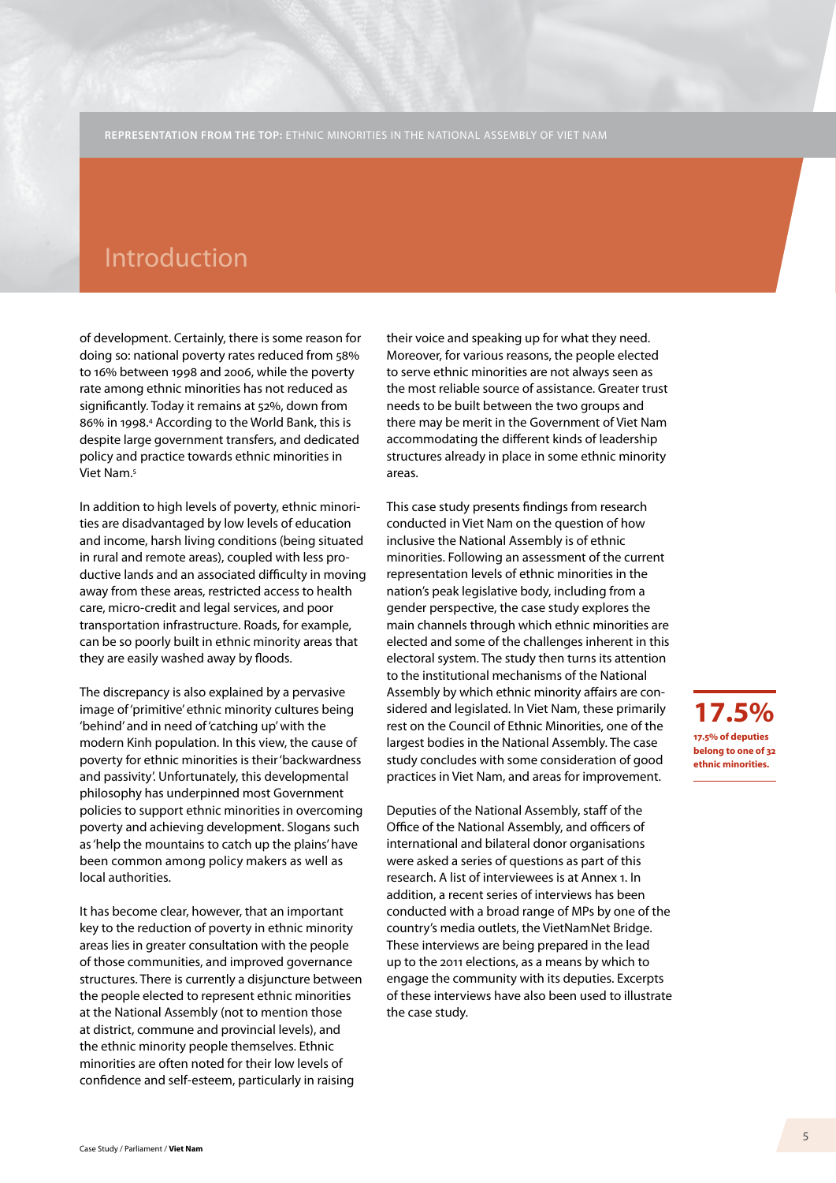## Introduction

of development. Certainly, there is some reason for doing so: national poverty rates reduced from 58% to 16% between 1998 and 2006, while the poverty rate among ethnic minorities has not reduced as significantly. Today it remains at 52%, down from 86% in 1998.[4] According to the World Bank, this is despite large government transfers, and dedicated policy and practice towards ethnic minorities in Viet Nam.[5]

In addition to high levels of poverty, ethnic minorities are disadvantaged by low levels of education and income, harsh living conditions (being situated in rural and remote areas), coupled with less productive lands and an associated difficulty in moving away from these areas, restricted access to health care, micro-credit and legal services, and poor transportation infrastructure. Roads, for example, can be so poorly built in ethnic minority areas that they are easily washed away by floods.

The discrepancy is also explained by a pervasive image of 'primitive' ethnic minority cultures being 'behind' and in need of 'catching up' with the modern Kinh population. In this view, the cause of poverty for ethnic minorities is their 'backwardness and passivity'. Unfortunately, this developmental philosophy has underpinned most Government policies to support ethnic minorities in overcoming poverty and achieving development. Slogans such as 'help the mountains to catch up the plains' have been common among policy makers as well as local authorities.

It has become clear, however, that an important key to the reduction of poverty in ethnic minority areas lies in greater consultation with the people of those communities, and improved governance structures. There is currently a disjuncture between the people elected to represent ethnic minorities at the National Assembly (not to mention those at district, commune and provincial levels), and the ethnic minority people themselves. Ethnic minorities are often noted for their low levels of confidence and self-esteem, particularly in raising their voice and speaking up for what they need. Moreover, for various reasons, the people elected to serve ethnic minorities are not always seen as the most reliable source of assistance. Greater trust needs to be built between the two groups and there may be merit in the Government of Viet Nam accommodating the different kinds of leadership structures already in place in some ethnic minority areas.

This case study presents findings from research conducted in Viet Nam on the question of how inclusive the National Assembly is of ethnic minorities. Following an assessment of the current representation levels of ethnic minorities in the nation's peak legislative body, including from a gender perspective, the case study explores the main channels through which ethnic minorities are elected and some of the challenges inherent in this electoral system. The study then turns its attention to the institutional mechanisms of the National Assembly by which ethnic minority affairs are considered and legislated. In Viet Nam, these primarily rest on the Council of Ethnic Minorities, one of the largest bodies in the National Assembly. The case study concludes with some consideration of good practices in Viet Nam, and areas for improvement.

Deputies of the National Assembly, staff of the Office of the National Assembly, and officers of international and bilateral donor organisations were asked a series of questions as part of this research. A list of interviewees is at Annex 1. In addition, a recent series of interviews has been conducted with a broad range of MPs by one of the country's media outlets, the VietNamNet Bridge. These interviews are being prepared in the lead up to the 2011 elections, as a means by which to engage the community with its deputies. Excerpts of these interviews have also been used to illustrate the case study.

**17.5%**

**17.5% of deputies belong to one of 32 ethnic minorities.**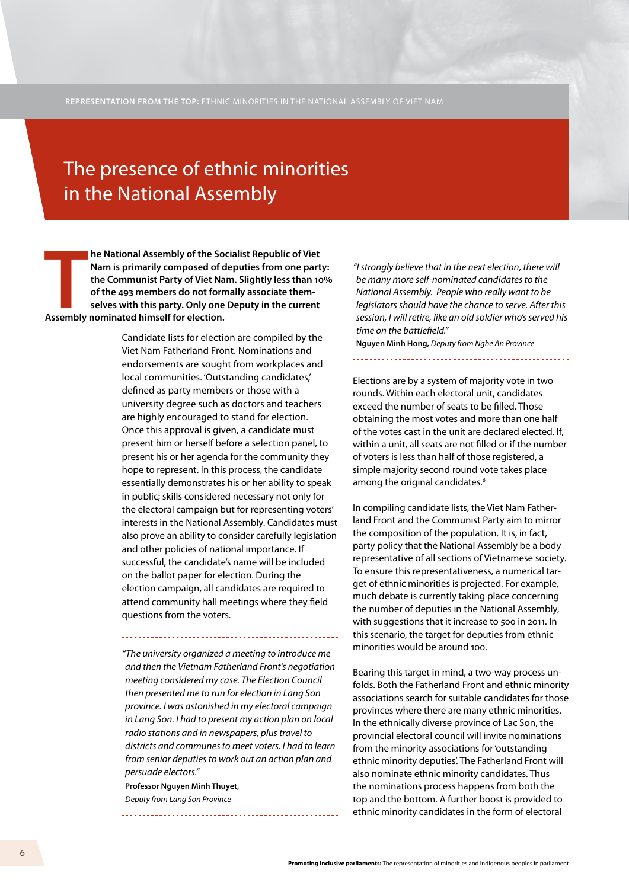# The presence of ethnic minorities in the National Assembly

**The National Assembly of the Socialist Republic of Viet Nam is primarily composed of deputies from one party: the Communist Party of Viet Nam. Slightly less than 10% of the 493 members do not formally associate themselves with this party. Only one Deputy in the current Assembly nominated himself for election.**

Candidate lists for election are compiled by the Viet Nam Fatherland Front. Nominations and endorsements are sought from workplaces and local communities. 'Outstanding candidates,' defined as party members or those with a university degree such as doctors and teachers are highly encouraged to stand for election. Once this approval is given, a candidate must present him or herself before a selection panel, to present his or her agenda for the community they hope to represent. In this process, the candidate essentially demonstrates his or her ability to speak in public; skills considered necessary not only for the electoral campaign but for representing voters' interests in the National Assembly. Candidates must also prove an ability to consider carefully legislation and other policies of national importance. If successful, the candidate's name will be included on the ballot paper for election. During the election campaign, all candidates are required to attend community hall meetings where they field questions from the voters.

---

*"The university organized a meeting to introduce me and then the Vietnam Fatherland Front's negotiation meeting considered my case. The Election Council then presented me to run for election in Lang Son province. I was astonished in my electoral campaign in Lang Son. I had to present my action plan on local radio stations and in newspapers, plus travel to districts and communes to meet voters. I had to learn from senior deputies to work out an action plan and persuade electors."*

**Professor Nguyen Minh Thuyet,**
*Deputy from Lang Son Province*

---

---

*"I strongly believe that in the next election, there will be many more self-nominated candidates to the National Assembly. People who really want to be legislators should have the chance to serve. After this session, I will retire, like an old soldier who's served his time on the battlefield."*

**Nguyen Minh Hong,** *Deputy from Nghe An Province*

---

Elections are by a system of majority vote in two rounds. Within each electoral unit, candidates exceed the number of seats to be filled. Those obtaining the most votes and more than one half of the votes cast in the unit are declared elected. If, within a unit, all seats are not filled or if the number of voters is less than half of those registered, a simple majority second round vote takes place among the original candidates.[6]

In compiling candidate lists, the Viet Nam Fatherland Front and the Communist Party aim to mirror the composition of the population. It is, in fact, party policy that the National Assembly be a body representative of all sections of Vietnamese society. To ensure this representativeness, a numerical target of ethnic minorities is projected. For example, much debate is currently taking place concerning the number of deputies in the National Assembly, with suggestions that it increase to 500 in 2011. In this scenario, the target for deputies from ethnic minorities would be around 100.

Bearing this target in mind, a two-way process unfolds. Both the Fatherland Front and ethnic minority associations search for suitable candidates for those provinces where there are many ethnic minorities. In the ethnically diverse province of Lac Son, the provincial electoral council will invite nominations from the minority associations for 'outstanding ethnic minority deputies'. The Fatherland Front will also nominate ethnic minority candidates. Thus the nominations process happens from both the top and the bottom. A further boost is provided to ethnic minority candidates in the form of electoral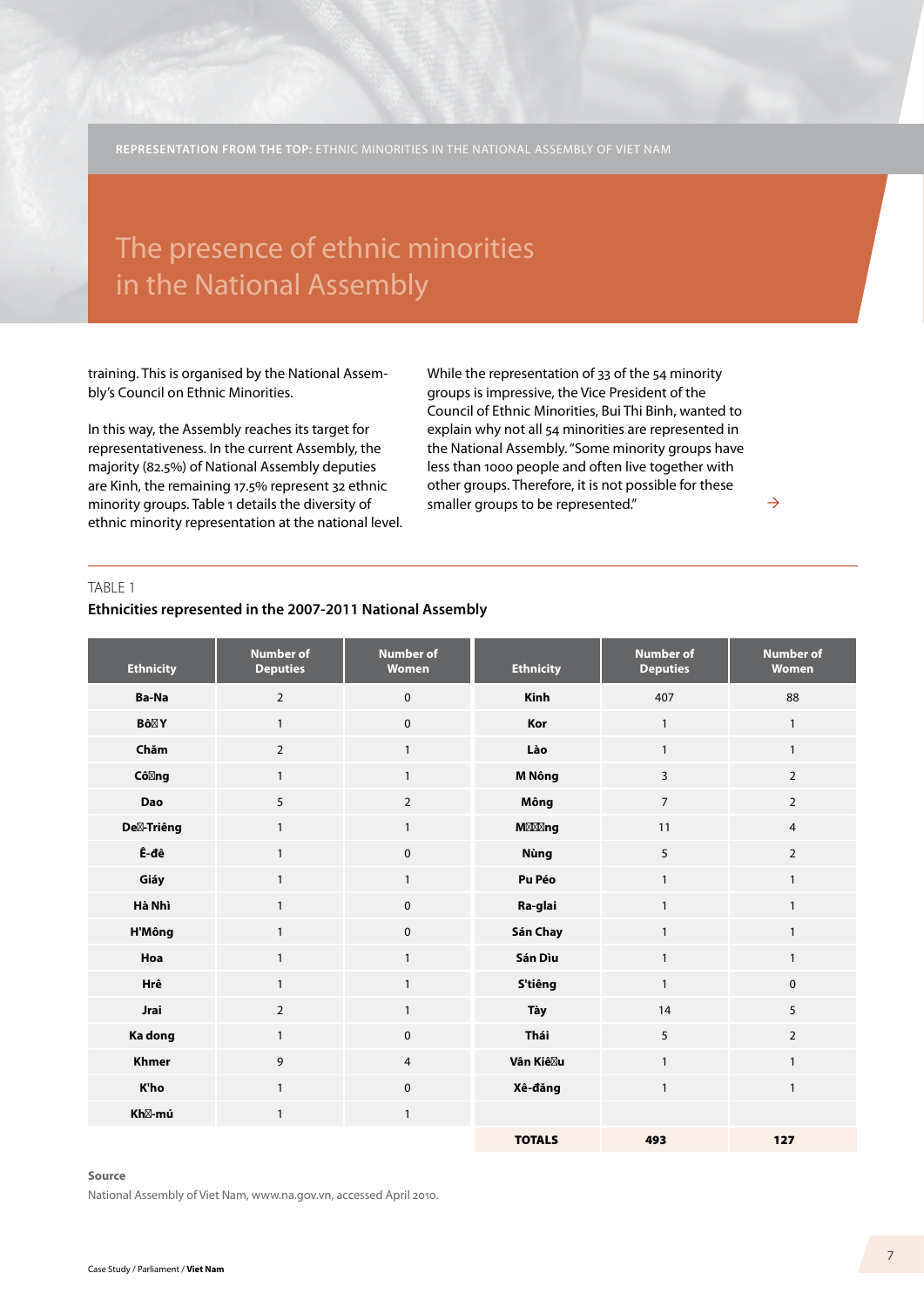# The presence of ethnic minorities in the National Assembly

training. This is organised by the National Assembly's Council on Ethnic Minorities.

In this way, the Assembly reaches its target for representativeness. In the current Assembly, the majority (82.5%) of National Assembly deputies are Kinh, the remaining 17.5% represent 32 ethnic minority groups. Table 1 details the diversity of ethnic minority representation at the national level.

While the representation of 33 of the 54 minority groups is impressive, the Vice President of the Council of Ethnic Minorities, Bui Thi Binh, wanted to explain why not all 54 minorities are represented in the National Assembly. "Some minority groups have less than 1000 people and often live together with other groups. Therefore, it is not possible for these smaller groups to be represented."

TABLE 1

**Ethnicities represented in the 2007-2011 National Assembly**

| Ethnicity | Number of Deputies | Number of Women | Ethnicity | Number of Deputies | Number of Women |
|---|---|---|---|---|---|
| Ba-Na | 2 | 0 | Kinh | 407 | 88 |
| Bô Y | 1 | 0 | Kor | 1 | 1 |
| Chăm | 2 | 1 | Lào | 1 | 1 |
| Cô ng | 1 | 1 | M Nông | 3 | 2 |
| Dao | 5 | 2 | Mông | 7 | 2 |
| De-Triêng | 1 | 1 | M ng | 11 | 4 |
| Ê-đê | 1 | 0 | Nùng | 5 | 2 |
| Giáy | 1 | 1 | Pu Péo | 1 | 1 |
| Hà Nhì | 1 | 0 | Ra-glai | 1 | 1 |
| H'Mông | 1 | 0 | Sán Chay | 1 | 1 |
| Hoa | 1 | 1 | Sán Dìu | 1 | 1 |
| Hrê | 1 | 1 | S'tiêng | 1 | 0 |
| Jrai | 2 | 1 | Tày | 14 | 5 |
| Ka dong | 1 | 0 | Thái | 5 | 2 |
| Khmer | 9 | 4 | Vân Kiê u | 1 | 1 |
| K'ho | 1 | 0 | Xê-đăng | 1 | 1 |
| Kh-mú | 1 | 1 | | | |
| | | | **TOTALS** | **493** | **127** |

**Source**

National Assembly of Viet Nam, www.na.gov.vn, accessed April 2010.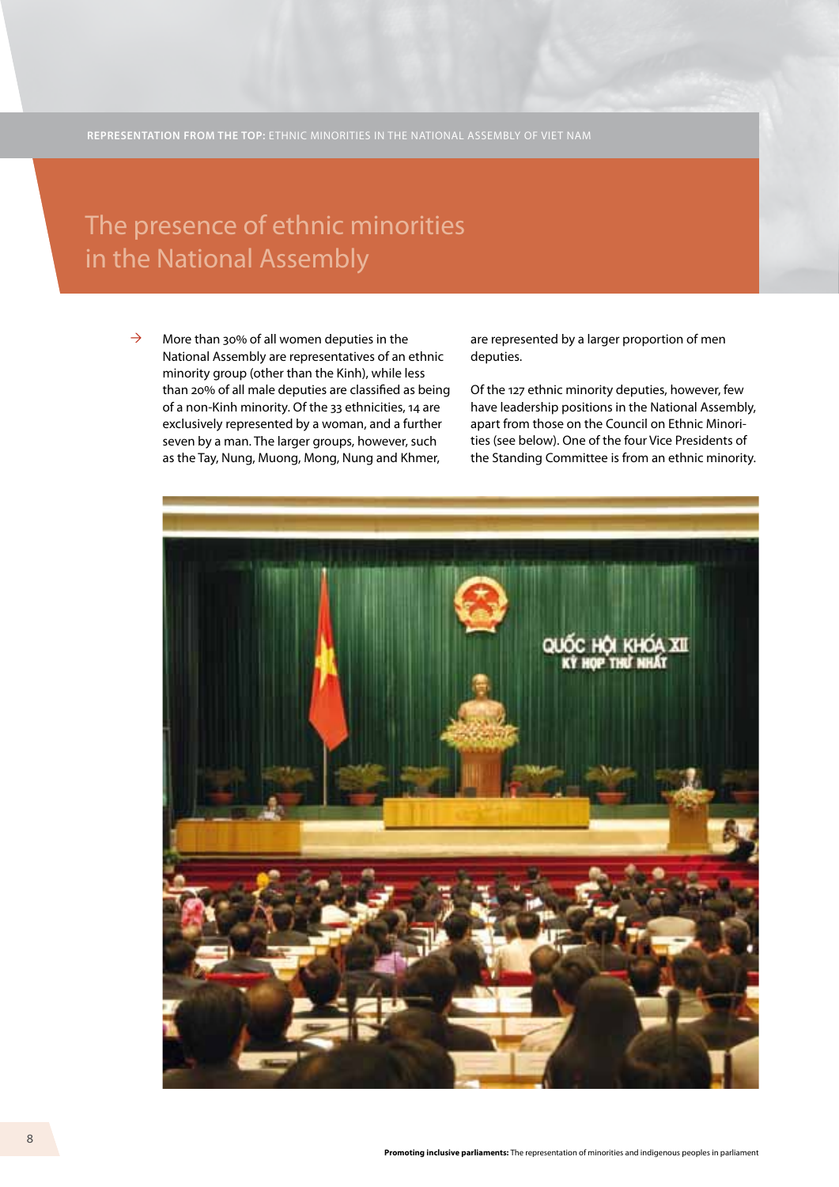## The presence of ethnic minorities in the National Assembly

→ More than 30% of all women deputies in the National Assembly are representatives of an ethnic minority group (other than the Kinh), while less than 20% of all male deputies are classified as being of a non-Kinh minority. Of the 33 ethnicities, 14 are exclusively represented by a woman, and a further seven by a man. The larger groups, however, such as the Tay, Nung, Muong, Mong, Nung and Khmer, are represented by a larger proportion of men deputies.

Of the 127 ethnic minority deputies, however, few have leadership positions in the National Assembly, apart from those on the Council on Ethnic Minorities (see below). One of the four Vice Presidents of the Standing Committee is from an ethnic minority.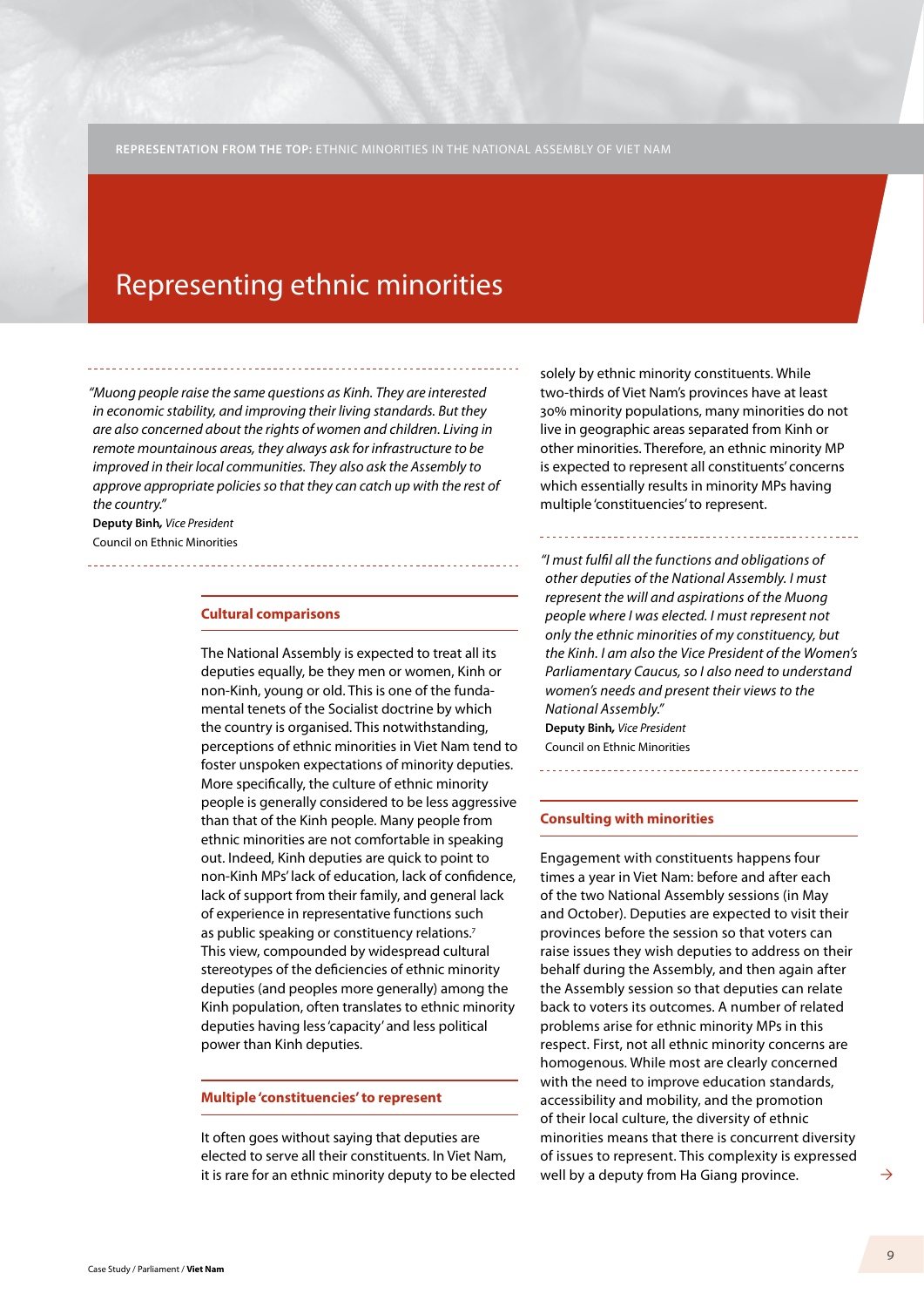# Representing ethnic minorities

*"Muong people raise the same questions as Kinh. They are interested in economic stability, and improving their living standards. But they are also concerned about the rights of women and children. Living in remote mountainous areas, they always ask for infrastructure to be improved in their local communities. They also ask the Assembly to approve appropriate policies so that they can catch up with the rest of the country."*

**Deputy Binh,** *Vice President*
Council on Ethnic Minorities

## Cultural comparisons

The National Assembly is expected to treat all its deputies equally, be they men or women, Kinh or non-Kinh, young or old. This is one of the fundamental tenets of the Socialist doctrine by which the country is organised. This notwithstanding, perceptions of ethnic minorities in Viet Nam tend to foster unspoken expectations of minority deputies. More specifically, the culture of ethnic minority people is generally considered to be less aggressive than that of the Kinh people. Many people from ethnic minorities are not comfortable in speaking out. Indeed, Kinh deputies are quick to point to non-Kinh MPs' lack of education, lack of confidence, lack of support from their family, and general lack of experience in representative functions such as public speaking or constituency relations.[7] This view, compounded by widespread cultural stereotypes of the deficiencies of ethnic minority deputies (and peoples more generally) among the Kinh population, often translates to ethnic minority deputies having less 'capacity' and less political power than Kinh deputies.

## Multiple 'constituencies' to represent

It often goes without saying that deputies are elected to serve all their constituents. In Viet Nam, it is rare for an ethnic minority deputy to be elected solely by ethnic minority constituents. While two-thirds of Viet Nam's provinces have at least 30% minority populations, many minorities do not live in geographic areas separated from Kinh or other minorities. Therefore, an ethnic minority MP is expected to represent all constituents' concerns which essentially results in minority MPs having multiple 'constituencies' to represent.

*"I must fulfil all the functions and obligations of other deputies of the National Assembly. I must represent the will and aspirations of the Muong people where I was elected. I must represent not only the ethnic minorities of my constituency, but the Kinh. I am also the Vice President of the Women's Parliamentary Caucus, so I also need to understand women's needs and present their views to the National Assembly."*

**Deputy Binh,** *Vice President*
Council on Ethnic Minorities

## Consulting with minorities

Engagement with constituents happens four times a year in Viet Nam: before and after each of the two National Assembly sessions (in May and October). Deputies are expected to visit their provinces before the session so that voters can raise issues they wish deputies to address on their behalf during the Assembly, and then again after the Assembly session so that deputies can relate back to voters its outcomes. A number of related problems arise for ethnic minority MPs in this respect. First, not all ethnic minority concerns are homogenous. While most are clearly concerned with the need to improve education standards, accessibility and mobility, and the promotion of their local culture, the diversity of ethnic minorities means that there is concurrent diversity of issues to represent. This complexity is expressed well by a deputy from Ha Giang province.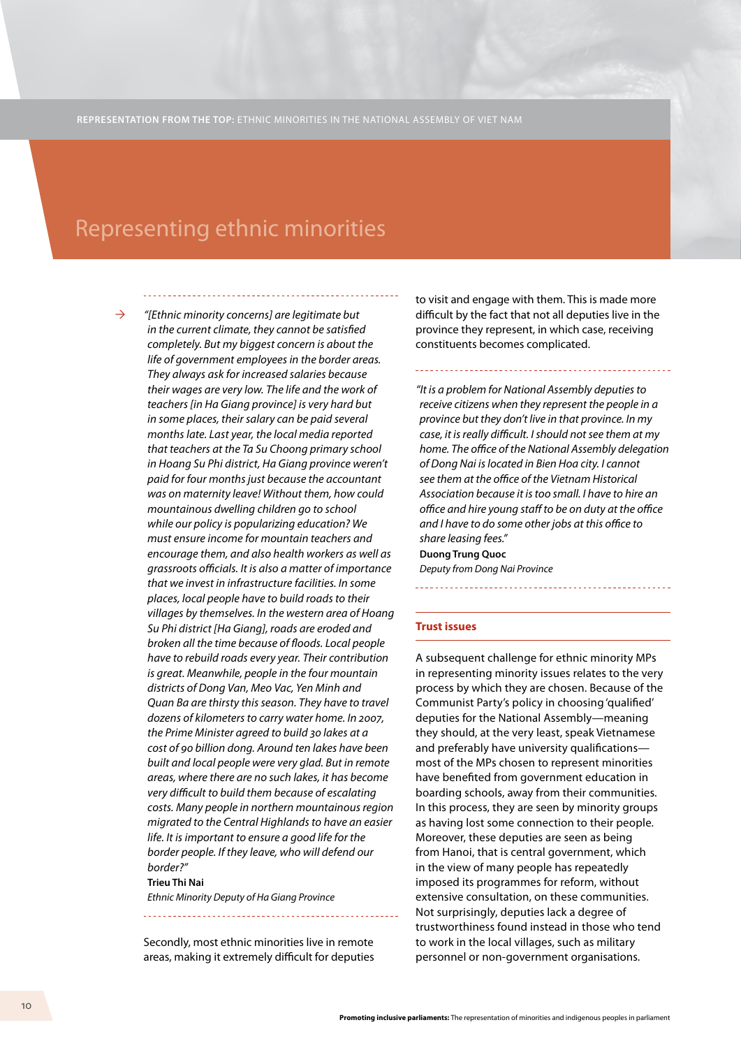# Representing ethnic minorities

> *"[Ethnic minority concerns] are legitimate but in the current climate, they cannot be satisfied completely. But my biggest concern is about the life of government employees in the border areas. They always ask for increased salaries because their wages are very low. The life and the work of teachers [in Ha Giang province] is very hard but in some places, their salary can be paid several months late. Last year, the local media reported that teachers at the Ta Su Choong primary school in Hoang Su Phi district, Ha Giang province weren't paid for four months just because the accountant was on maternity leave! Without them, how could mountainous dwelling children go to school while our policy is popularizing education? We must ensure income for mountain teachers and encourage them, and also health workers as well as grassroots officials. It is also a matter of importance that we invest in infrastructure facilities. In some places, local people have to build roads to their villages by themselves. In the western area of Hoang Su Phi district [Ha Giang], roads are eroded and broken all the time because of floods. Local people have to rebuild roads every year. Their contribution is great. Meanwhile, people in the four mountain districts of Dong Van, Meo Vac, Yen Minh and Quan Ba are thirsty this season. They have to travel dozens of kilometers to carry water home. In 2007, the Prime Minister agreed to build 30 lakes at a cost of 90 billion dong. Around ten lakes have been built and local people were very glad. But in remote areas, where there are no such lakes, it has become very difficult to build them because of escalating costs. Many people in northern mountainous region migrated to the Central Highlands to have an easier life. It is important to ensure a good life for the border people. If they leave, who will defend our border?"*
>
> **Trieu Thi Nai**
> *Ethnic Minority Deputy of Ha Giang Province*

Secondly, most ethnic minorities live in remote areas, making it extremely difficult for deputies to visit and engage with them. This is made more difficult by the fact that not all deputies live in the province they represent, in which case, receiving constituents becomes complicated.

> *"It is a problem for National Assembly deputies to receive citizens when they represent the people in a province but they don't live in that province. In my case, it is really difficult. I should not see them at my home. The office of the National Assembly delegation of Dong Nai is located in Bien Hoa city. I cannot see them at the office of the Vietnam Historical Association because it is too small. I have to hire an office and hire young staff to be on duty at the office and I have to do some other jobs at this office to share leasing fees."*
>
> **Duong Trung Quoc**
> *Deputy from Dong Nai Province*

## Trust issues

A subsequent challenge for ethnic minority MPs in representing minority issues relates to the very process by which they are chosen. Because of the Communist Party's policy in choosing 'qualified' deputies for the National Assembly—meaning they should, at the very least, speak Vietnamese and preferably have university qualifications—most of the MPs chosen to represent minorities have benefited from government education in boarding schools, away from their communities. In this process, they are seen by minority groups as having lost some connection to their people. Moreover, these deputies are seen as being from Hanoi, that is central government, which in the view of many people has repeatedly imposed its programmes for reform, without extensive consultation, on these communities. Not surprisingly, deputies lack a degree of trustworthiness found instead in those who tend to work in the local villages, such as military personnel or non-government organisations.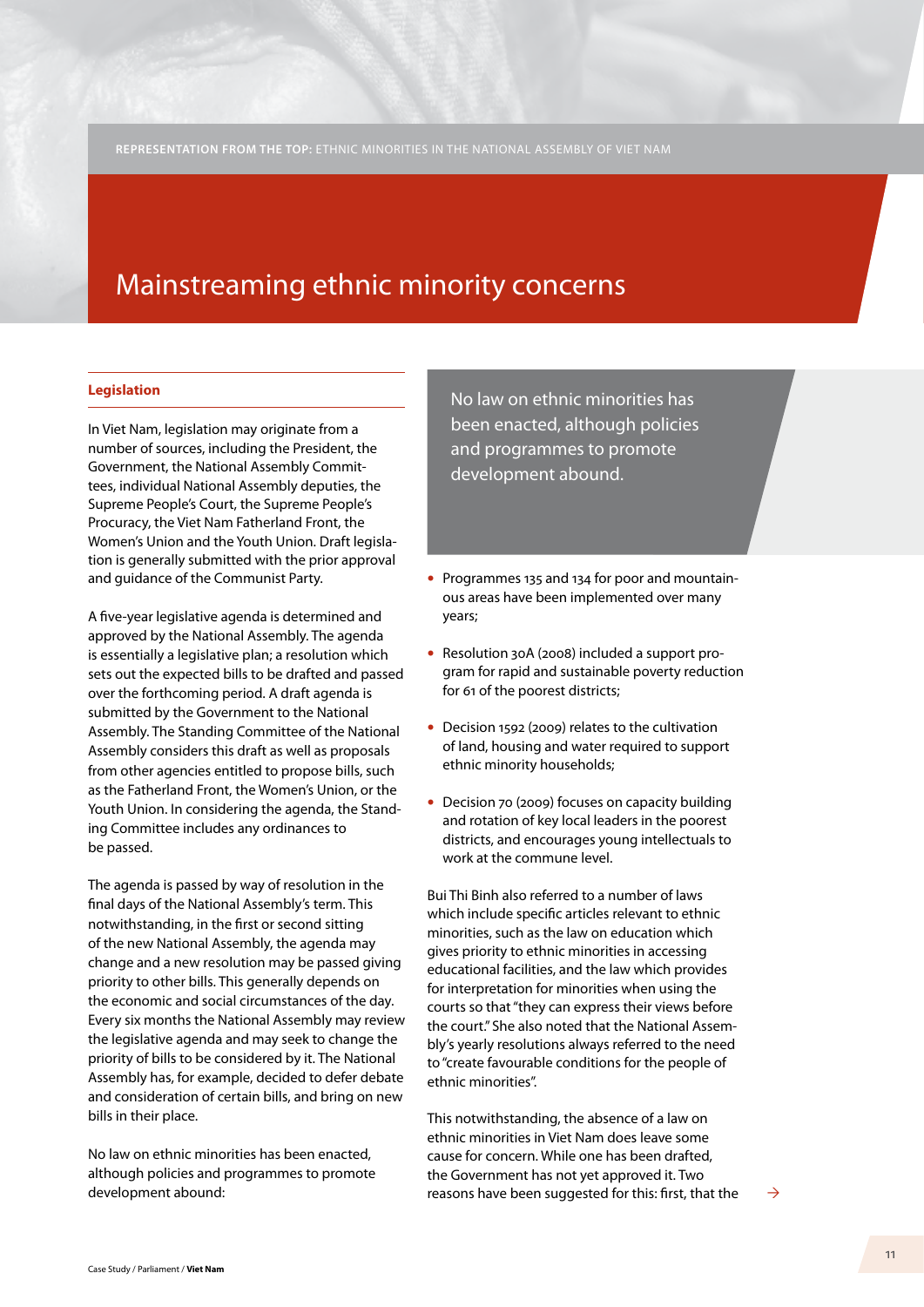# Mainstreaming ethnic minority concerns

## Legislation

In Viet Nam, legislation may originate from a number of sources, including the President, the Government, the National Assembly Committees, individual National Assembly deputies, the Supreme People's Court, the Supreme People's Procuracy, the Viet Nam Fatherland Front, the Women's Union and the Youth Union. Draft legislation is generally submitted with the prior approval and guidance of the Communist Party.

A five-year legislative agenda is determined and approved by the National Assembly. The agenda is essentially a legislative plan; a resolution which sets out the expected bills to be drafted and passed over the forthcoming period. A draft agenda is submitted by the Government to the National Assembly. The Standing Committee of the National Assembly considers this draft as well as proposals from other agencies entitled to propose bills, such as the Fatherland Front, the Women's Union, or the Youth Union. In considering the agenda, the Standing Committee includes any ordinances to be passed.

The agenda is passed by way of resolution in the final days of the National Assembly's term. This notwithstanding, in the first or second sitting of the new National Assembly, the agenda may change and a new resolution may be passed giving priority to other bills. This generally depends on the economic and social circumstances of the day. Every six months the National Assembly may review the legislative agenda and may seek to change the priority of bills to be considered by it. The National Assembly has, for example, decided to defer debate and consideration of certain bills, and bring on new bills in their place.

No law on ethnic minorities has been enacted, although policies and programmes to promote development abound:

> No law on ethnic minorities has been enacted, although policies and programmes to promote development abound.

- Programmes 135 and 134 for poor and mountainous areas have been implemented over many years;
- Resolution 30A (2008) included a support program for rapid and sustainable poverty reduction for 61 of the poorest districts;
- Decision 1592 (2009) relates to the cultivation of land, housing and water required to support ethnic minority households;
- Decision 70 (2009) focuses on capacity building and rotation of key local leaders in the poorest districts, and encourages young intellectuals to work at the commune level.

Bui Thi Binh also referred to a number of laws which include specific articles relevant to ethnic minorities, such as the law on education which gives priority to ethnic minorities in accessing educational facilities, and the law which provides for interpretation for minorities when using the courts so that "they can express their views before the court." She also noted that the National Assembly's yearly resolutions always referred to the need to "create favourable conditions for the people of ethnic minorities".

This notwithstanding, the absence of a law on ethnic minorities in Viet Nam does leave some cause for concern. While one has been drafted, the Government has not yet approved it. Two reasons have been suggested for this: first, that the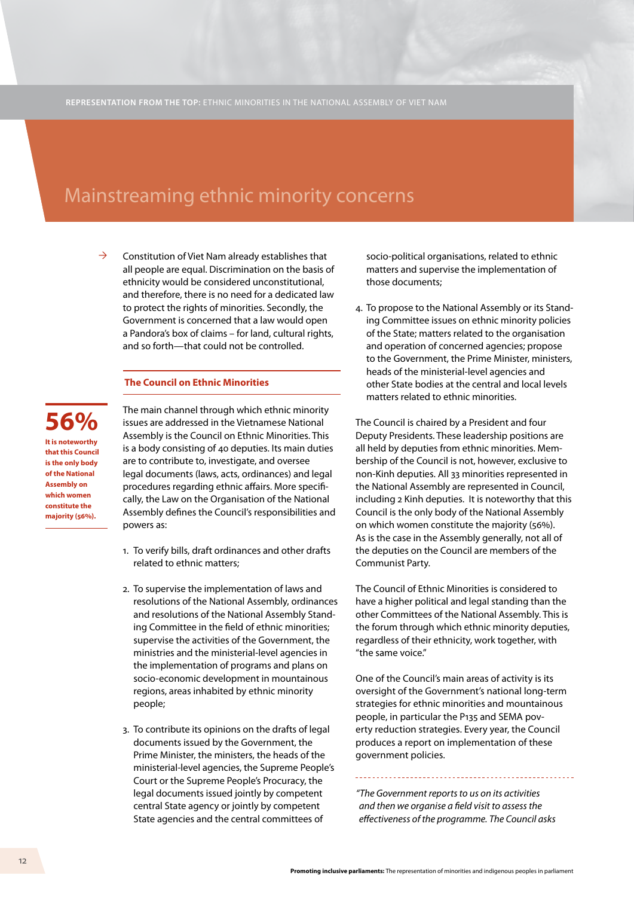# Mainstreaming ethnic minority concerns

Constitution of Viet Nam already establishes that all people are equal. Discrimination on the basis of ethnicity would be considered unconstitutional, and therefore, there is no need for a dedicated law to protect the rights of minorities. Secondly, the Government is concerned that a law would open a Pandora's box of claims – for land, cultural rights, and so forth—that could not be controlled.

## The Council on Ethnic Minorities

**56%**

**It is noteworthy that this Council is the only body of the National Assembly on which women constitute the majority (56%).**

The main channel through which ethnic minority issues are addressed in the Vietnamese National Assembly is the Council on Ethnic Minorities. This is a body consisting of 40 deputies. Its main duties are to contribute to, investigate, and oversee legal documents (laws, acts, ordinances) and legal procedures regarding ethnic affairs. More specifically, the Law on the Organisation of the National Assembly defines the Council's responsibilities and powers as:

1. To verify bills, draft ordinances and other drafts related to ethnic matters;
2. To supervise the implementation of laws and resolutions of the National Assembly, ordinances and resolutions of the National Assembly Standing Committee in the field of ethnic minorities; supervise the activities of the Government, the ministries and the ministerial-level agencies in the implementation of programs and plans on socio-economic development in mountainous regions, areas inhabited by ethnic minority people;
3. To contribute its opinions on the drafts of legal documents issued by the Government, the Prime Minister, the ministers, the heads of the ministerial-level agencies, the Supreme People's Court or the Supreme People's Procuracy, the legal documents issued jointly by competent central State agency or jointly by competent State agencies and the central committees of socio-political organisations, related to ethnic matters and supervise the implementation of those documents;
4. To propose to the National Assembly or its Standing Committee issues on ethnic minority policies of the State; matters related to the organisation and operation of concerned agencies; propose to the Government, the Prime Minister, ministers, heads of the ministerial-level agencies and other State bodies at the central and local levels matters related to ethnic minorities.

The Council is chaired by a President and four Deputy Presidents. These leadership positions are all held by deputies from ethnic minorities. Membership of the Council is not, however, exclusive to non-Kinh deputies. All 33 minorities represented in the National Assembly are represented in Council, including 2 Kinh deputies. It is noteworthy that this Council is the only body of the National Assembly on which women constitute the majority (56%). As is the case in the Assembly generally, not all of the deputies on the Council are members of the Communist Party.

The Council of Ethnic Minorities is considered to have a higher political and legal standing than the other Committees of the National Assembly. This is the forum through which ethnic minority deputies, regardless of their ethnicity, work together, with "the same voice."

One of the Council's main areas of activity is its oversight of the Government's national long-term strategies for ethnic minorities and mountainous people, in particular the P135 and SEMA poverty reduction strategies. Every year, the Council produces a report on implementation of these government policies.

*"The Government reports to us on its activities and then we organise a field visit to assess the effectiveness of the programme. The Council asks*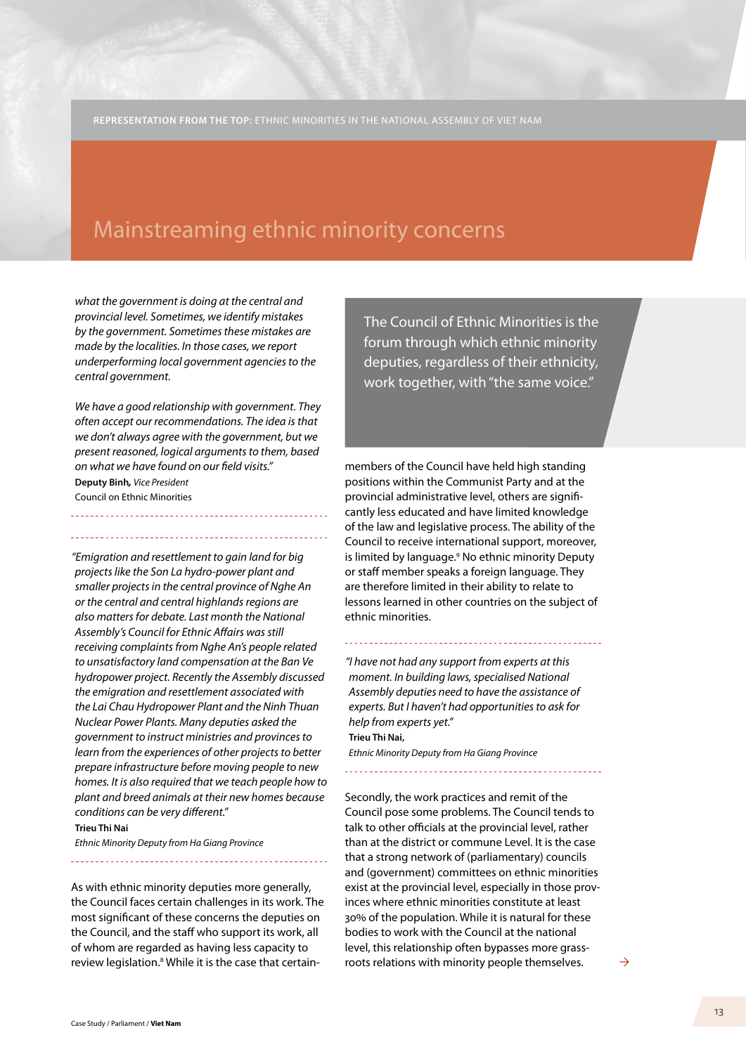# Mainstreaming ethnic minority concerns

*what the government is doing at the central and provincial level. Sometimes, we identify mistakes by the government. Sometimes these mistakes are made by the localities. In those cases, we report underperforming local government agencies to the central government.*

*We have a good relationship with government. They often accept our recommendations. The idea is that we don't always agree with the government, but we present reasoned, logical arguments to them, based on what we have found on our field visits."*

**Deputy Binh,** *Vice President*
Council on Ethnic Minorities

---

*"Emigration and resettlement to gain land for big projects like the Son La hydro-power plant and smaller projects in the central province of Nghe An or the central and central highlands regions are also matters for debate. Last month the National Assembly's Council for Ethnic Affairs was still receiving complaints from Nghe An's people related to unsatisfactory land compensation at the Ban Ve hydropower project. Recently the Assembly discussed the emigration and resettlement associated with the Lai Chau Hydropower Plant and the Ninh Thuan Nuclear Power Plants. Many deputies asked the government to instruct ministries and provinces to learn from the experiences of other projects to better prepare infrastructure before moving people to new homes. It is also required that we teach people how to plant and breed animals at their new homes because conditions can be very different."*

**Trieu Thi Nai**
*Ethnic Minority Deputy from Ha Giang Province*

---

As with ethnic minority deputies more generally, the Council faces certain challenges in its work. The most significant of these concerns the deputies on the Council, and the staff who support its work, all of whom are regarded as having less capacity to review legislation.[8] While it is the case that certain members of the Council have held high standing positions within the Communist Party and at the provincial administrative level, others are significantly less educated and have limited knowledge of the law and legislative process. The ability of the Council to receive international support, moreover, is limited by language.[9] No ethnic minority Deputy or staff member speaks a foreign language. They are therefore limited in their ability to relate to lessons learned in other countries on the subject of ethnic minorities.

> The Council of Ethnic Minorities is the forum through which ethnic minority deputies, regardless of their ethnicity, work together, with "the same voice."

---

*"I have not had any support from experts at this moment. In building laws, specialised National Assembly deputies need to have the assistance of experts. But I haven't had opportunities to ask for help from experts yet."*

**Trieu Thi Nai,**
*Ethnic Minority Deputy from Ha Giang Province*

---

Secondly, the work practices and remit of the Council pose some problems. The Council tends to talk to other officials at the provincial level, rather than at the district or commune Level. It is the case that a strong network of (parliamentary) councils and (government) committees on ethnic minorities exist at the provincial level, especially in those provinces where ethnic minorities constitute at least 30% of the population. While it is natural for these bodies to work with the Council at the national level, this relationship often bypasses more grassroots relations with minority people themselves.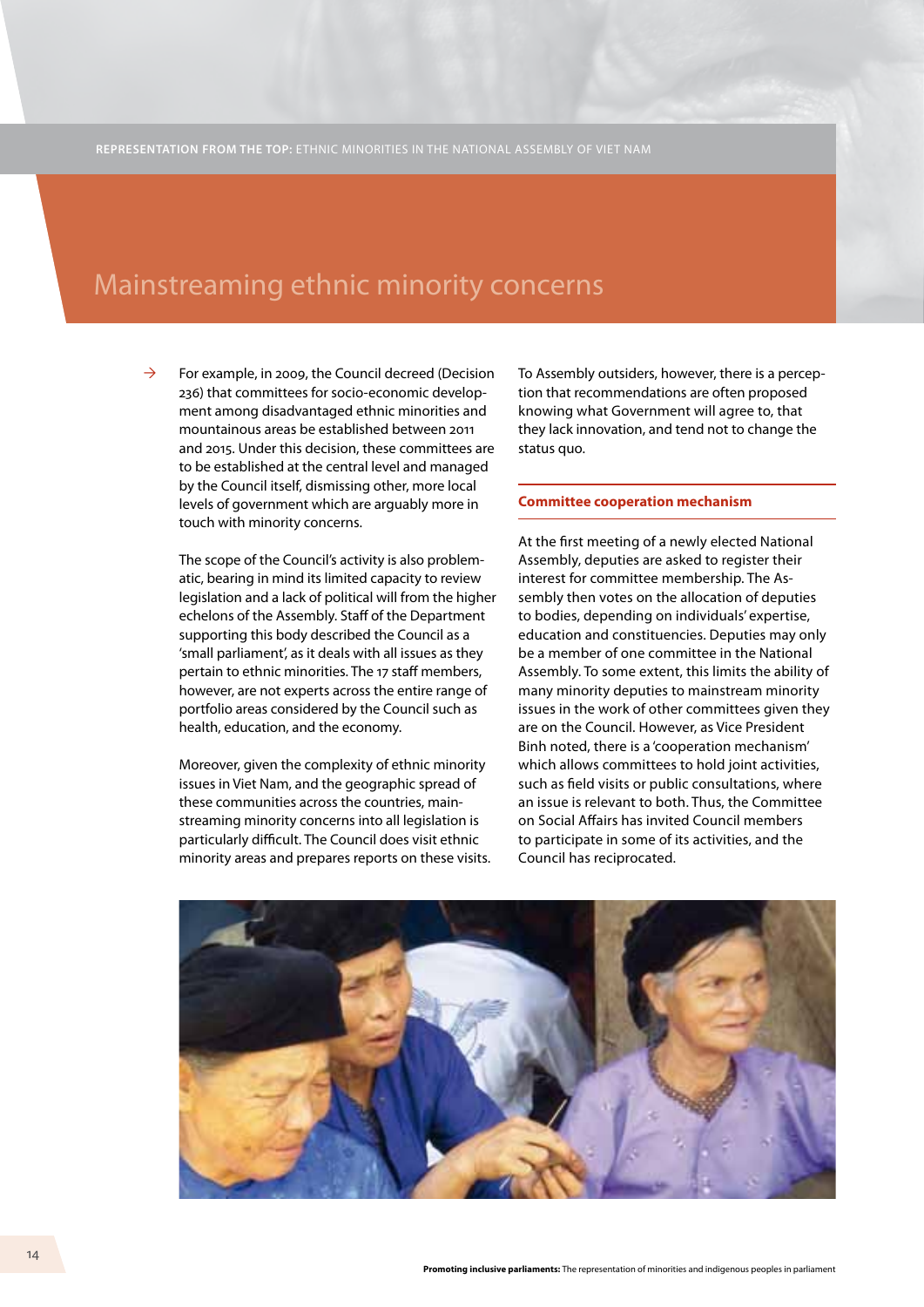## Mainstreaming ethnic minority concerns

→ For example, in 2009, the Council decreed (Decision 236) that committees for socio-economic development among disadvantaged ethnic minorities and mountainous areas be established between 2011 and 2015. Under this decision, these committees are to be established at the central level and managed by the Council itself, dismissing other, more local levels of government which are arguably more in touch with minority concerns.

The scope of the Council's activity is also problematic, bearing in mind its limited capacity to review legislation and a lack of political will from the higher echelons of the Assembly. Staff of the Department supporting this body described the Council as a 'small parliament', as it deals with all issues as they pertain to ethnic minorities. The 17 staff members, however, are not experts across the entire range of portfolio areas considered by the Council such as health, education, and the economy.

Moreover, given the complexity of ethnic minority issues in Viet Nam, and the geographic spread of these communities across the countries, mainstreaming minority concerns into all legislation is particularly difficult. The Council does visit ethnic minority areas and prepares reports on these visits.

To Assembly outsiders, however, there is a perception that recommendations are often proposed knowing what Government will agree to, that they lack innovation, and tend not to change the status quo.

### Committee cooperation mechanism

At the first meeting of a newly elected National Assembly, deputies are asked to register their interest for committee membership. The Assembly then votes on the allocation of deputies to bodies, depending on individuals' expertise, education and constituencies. Deputies may only be a member of one committee in the National Assembly. To some extent, this limits the ability of many minority deputies to mainstream minority issues in the work of other committees given they are on the Council. However, as Vice President Binh noted, there is a 'cooperation mechanism' which allows committees to hold joint activities, such as field visits or public consultations, where an issue is relevant to both. Thus, the Committee on Social Affairs has invited Council members to participate in some of its activities, and the Council has reciprocated.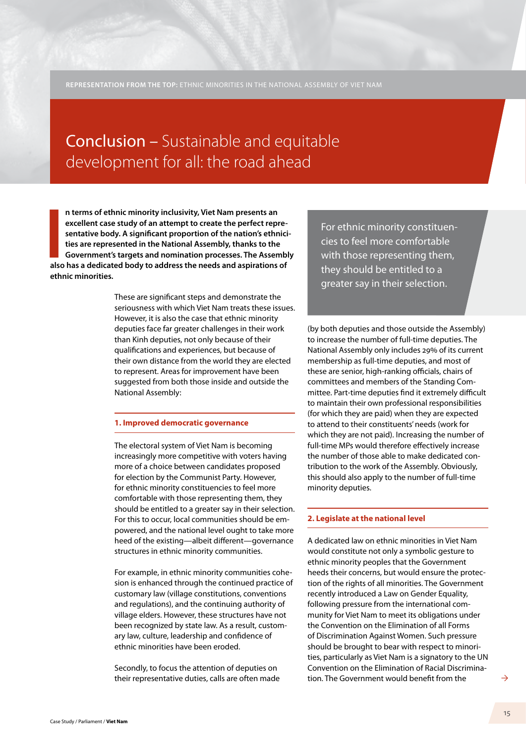# Conclusion – Sustainable and equitable development for all: the road ahead

**In terms of ethnic minority inclusivity, Viet Nam presents an excellent case study of an attempt to create the perfect representative body. A significant proportion of the nation's ethnicities are represented in the National Assembly, thanks to the Government's targets and nomination processes. The Assembly also has a dedicated body to address the needs and aspirations of ethnic minorities.**

These are significant steps and demonstrate the seriousness with which Viet Nam treats these issues. However, it is also the case that ethnic minority deputies face far greater challenges in their work than Kinh deputies, not only because of their qualifications and experiences, but because of their own distance from the world they are elected to represent. Areas for improvement have been suggested from both those inside and outside the National Assembly:

## 1. Improved democratic governance

The electoral system of Viet Nam is becoming increasingly more competitive with voters having more of a choice between candidates proposed for election by the Communist Party. However, for ethnic minority constituencies to feel more comfortable with those representing them, they should be entitled to a greater say in their selection. For this to occur, local communities should be empowered, and the national level ought to take more heed of the existing—albeit different—governance structures in ethnic minority communities.

For example, in ethnic minority communities cohesion is enhanced through the continued practice of customary law (village constitutions, conventions and regulations), and the continuing authority of village elders. However, these structures have not been recognized by state law. As a result, customary law, culture, leadership and confidence of ethnic minorities have been eroded.

Secondly, to focus the attention of deputies on their representative duties, calls are often made (by both deputies and those outside the Assembly) to increase the number of full-time deputies. The National Assembly only includes 29% of its current membership as full-time deputies, and most of these are senior, high-ranking officials, chairs of committees and members of the Standing Committee. Part-time deputies find it extremely difficult to maintain their own professional responsibilities (for which they are paid) when they are expected to attend to their constituents' needs (work for which they are not paid). Increasing the number of full-time MPs would therefore effectively increase the number of those able to make dedicated contribution to the work of the Assembly. Obviously, this should also apply to the number of full-time minority deputies.

> For ethnic minority constituencies to feel more comfortable with those representing them, they should be entitled to a greater say in their selection.

## 2. Legislate at the national level

A dedicated law on ethnic minorities in Viet Nam would constitute not only a symbolic gesture to ethnic minority peoples that the Government heeds their concerns, but would ensure the protection of the rights of all minorities. The Government recently introduced a Law on Gender Equality, following pressure from the international community for Viet Nam to meet its obligations under the Convention on the Elimination of all Forms of Discrimination Against Women. Such pressure should be brought to bear with respect to minorities, particularly as Viet Nam is a signatory to the UN Convention on the Elimination of Racial Discrimination. The Government would benefit from the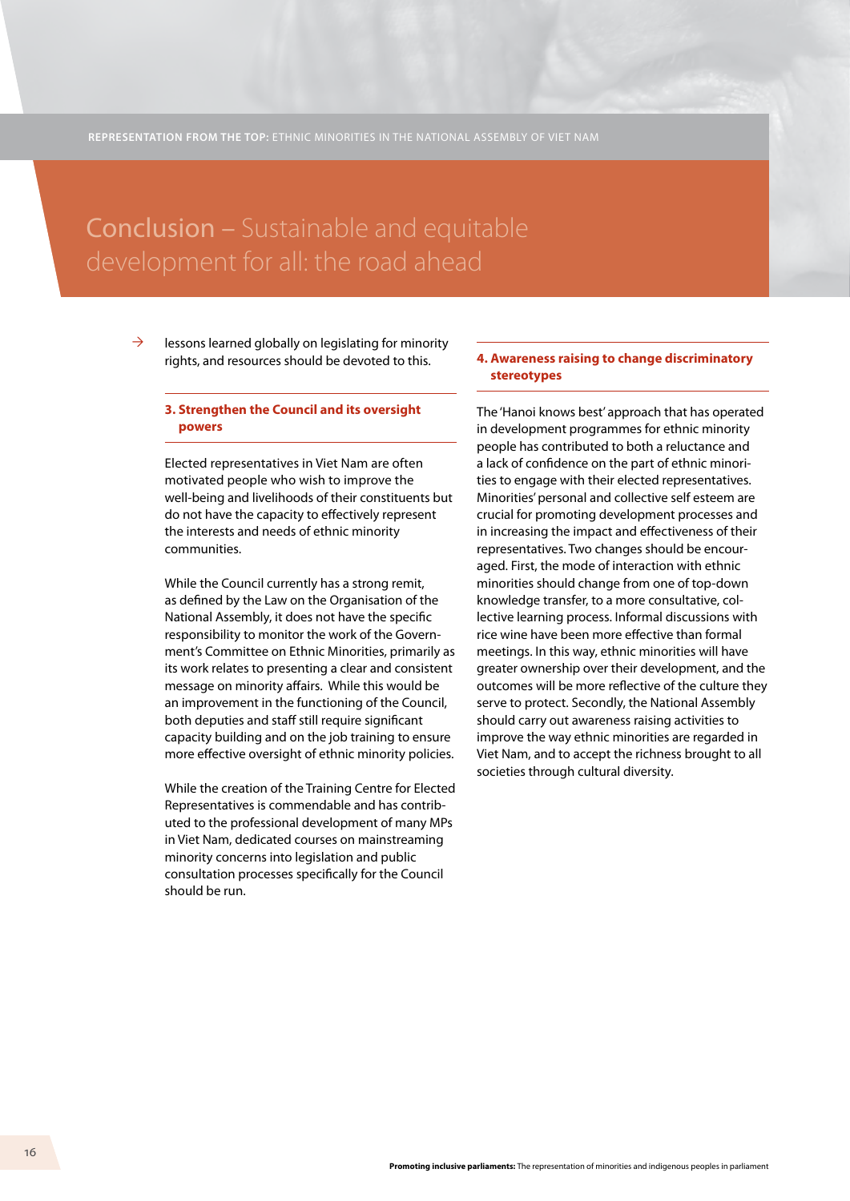# Conclusion – Sustainable and equitable development for all: the road ahead

lessons learned globally on legislating for minority rights, and resources should be devoted to this.

### 3. Strengthen the Council and its oversight powers

Elected representatives in Viet Nam are often motivated people who wish to improve the well-being and livelihoods of their constituents but do not have the capacity to effectively represent the interests and needs of ethnic minority communities.

While the Council currently has a strong remit, as defined by the Law on the Organisation of the National Assembly, it does not have the specific responsibility to monitor the work of the Government's Committee on Ethnic Minorities, primarily as its work relates to presenting a clear and consistent message on minority affairs. While this would be an improvement in the functioning of the Council, both deputies and staff still require significant capacity building and on the job training to ensure more effective oversight of ethnic minority policies.

While the creation of the Training Centre for Elected Representatives is commendable and has contributed to the professional development of many MPs in Viet Nam, dedicated courses on mainstreaming minority concerns into legislation and public consultation processes specifically for the Council should be run.

### 4. Awareness raising to change discriminatory stereotypes

The 'Hanoi knows best' approach that has operated in development programmes for ethnic minority people has contributed to both a reluctance and a lack of confidence on the part of ethnic minorities to engage with their elected representatives. Minorities' personal and collective self esteem are crucial for promoting development processes and in increasing the impact and effectiveness of their representatives. Two changes should be encouraged. First, the mode of interaction with ethnic minorities should change from one of top-down knowledge transfer, to a more consultative, collective learning process. Informal discussions with rice wine have been more effective than formal meetings. In this way, ethnic minorities will have greater ownership over their development, and the outcomes will be more reflective of the culture they serve to protect. Secondly, the National Assembly should carry out awareness raising activities to improve the way ethnic minorities are regarded in Viet Nam, and to accept the richness brought to all societies through cultural diversity.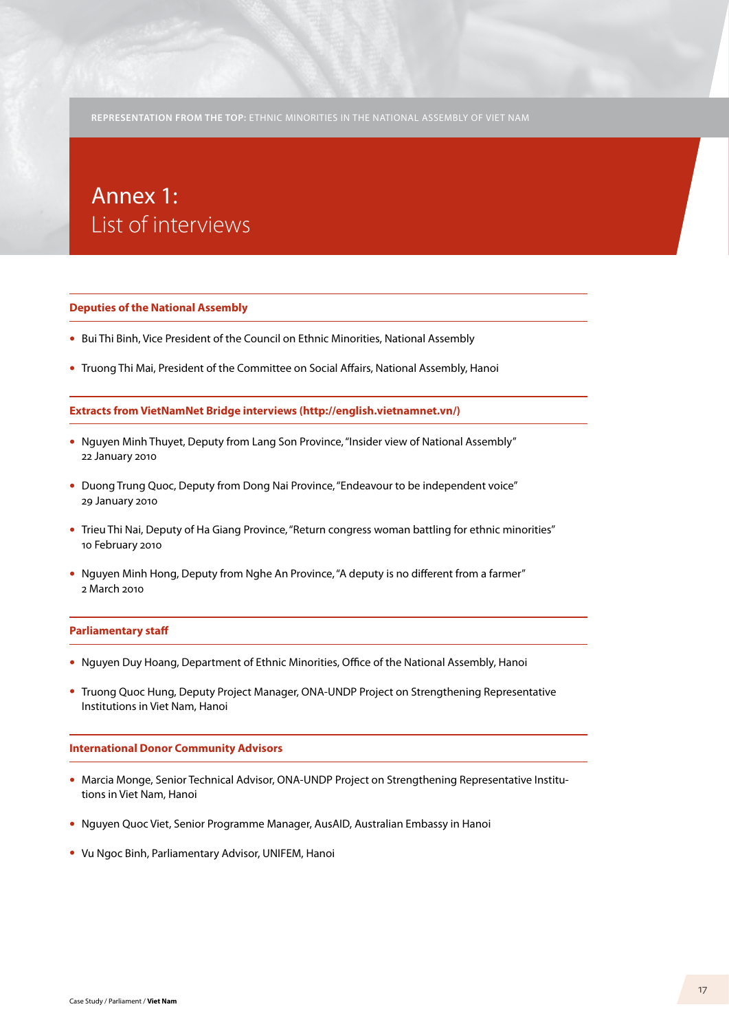# Annex 1: List of interviews

## Deputies of the National Assembly

- Bui Thi Binh, Vice President of the Council on Ethnic Minorities, National Assembly
- Truong Thi Mai, President of the Committee on Social Affairs, National Assembly, Hanoi

## Extracts from VietNamNet Bridge interviews (http://english.vietnamnet.vn/)

- Nguyen Minh Thuyet, Deputy from Lang Son Province, "Insider view of National Assembly" 22 January 2010
- Duong Trung Quoc, Deputy from Dong Nai Province, "Endeavour to be independent voice" 29 January 2010
- Trieu Thi Nai, Deputy of Ha Giang Province, "Return congress woman battling for ethnic minorities" 10 February 2010
- Nguyen Minh Hong, Deputy from Nghe An Province, "A deputy is no different from a farmer" 2 March 2010

## Parliamentary staff

- Nguyen Duy Hoang, Department of Ethnic Minorities, Office of the National Assembly, Hanoi
- Truong Quoc Hung, Deputy Project Manager, ONA-UNDP Project on Strengthening Representative Institutions in Viet Nam, Hanoi

## International Donor Community Advisors

- Marcia Monge, Senior Technical Advisor, ONA-UNDP Project on Strengthening Representative Institutions in Viet Nam, Hanoi
- Nguyen Quoc Viet, Senior Programme Manager, AusAID, Australian Embassy in Hanoi
- Vu Ngoc Binh, Parliamentary Advisor, UNIFEM, Hanoi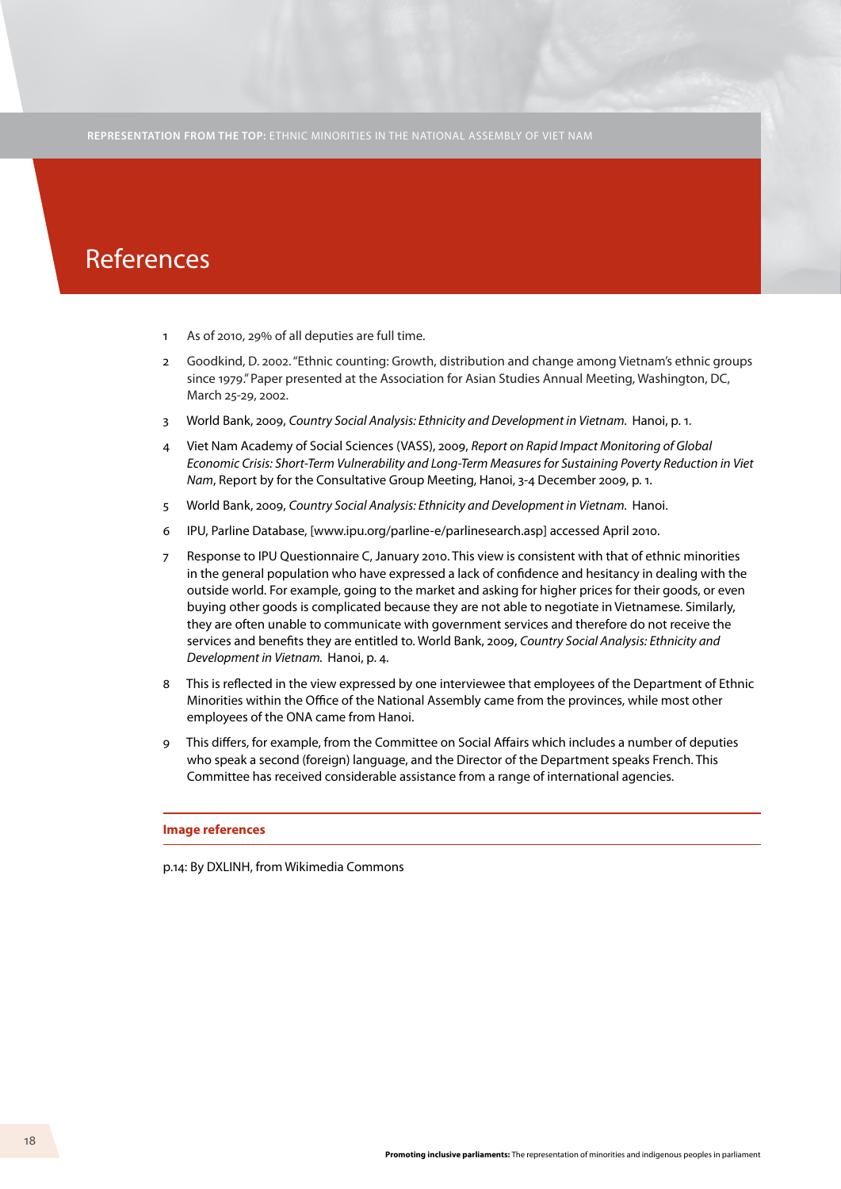# References

1. As of 2010, 29% of all deputies are full time.
2. Goodkind, D. 2002. "Ethnic counting: Growth, distribution and change among Vietnam's ethnic groups since 1979." Paper presented at the Association for Asian Studies Annual Meeting, Washington, DC, March 25-29, 2002.
3. World Bank, 2009, *Country Social Analysis: Ethnicity and Development in Vietnam*. Hanoi, p. 1.
4. Viet Nam Academy of Social Sciences (VASS), 2009, *Report on Rapid Impact Monitoring of Global Economic Crisis: Short-Term Vulnerability and Long-Term Measures for Sustaining Poverty Reduction in Viet Nam*, Report by for the Consultative Group Meeting, Hanoi, 3-4 December 2009, p. 1.
5. World Bank, 2009, *Country Social Analysis: Ethnicity and Development in Vietnam*. Hanoi.
6. IPU, Parline Database, [www.ipu.org/parline-e/parlinesearch.asp] accessed April 2010.
7. Response to IPU Questionnaire C, January 2010. This view is consistent with that of ethnic minorities in the general population who have expressed a lack of confidence and hesitancy in dealing with the outside world. For example, going to the market and asking for higher prices for their goods, or even buying other goods is complicated because they are not able to negotiate in Vietnamese. Similarly, they are often unable to communicate with government services and therefore do not receive the services and benefits they are entitled to. World Bank, 2009, *Country Social Analysis: Ethnicity and Development in Vietnam*. Hanoi, p. 4.
8. This is reflected in the view expressed by one interviewee that employees of the Department of Ethnic Minorities within the Office of the National Assembly came from the provinces, while most other employees of the ONA came from Hanoi.
9. This differs, for example, from the Committee on Social Affairs which includes a number of deputies who speak a second (foreign) language, and the Director of the Department speaks French. This Committee has received considerable assistance from a range of international agencies.

**Image references**

p.14: By DXLINH, from Wikimedia Commons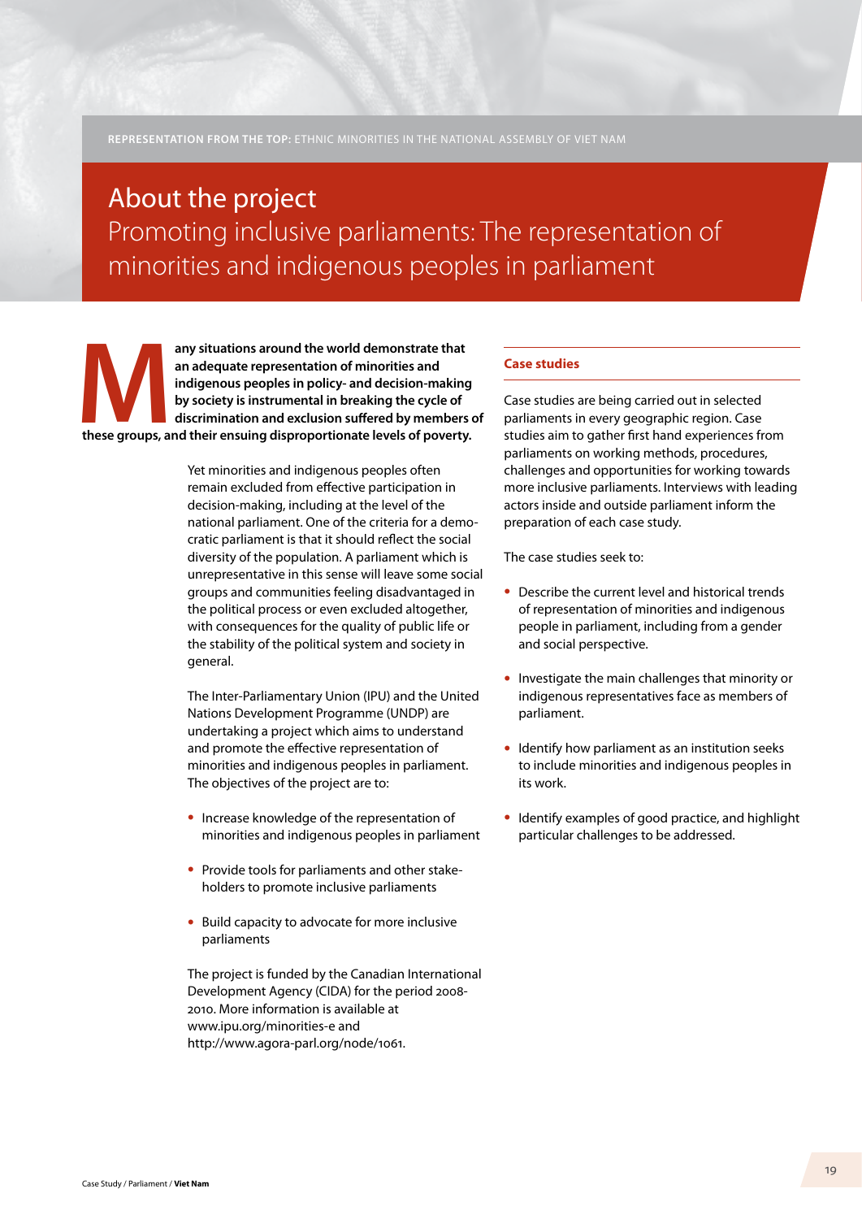# About the project

## Promoting inclusive parliaments: The representation of minorities and indigenous peoples in parliament

**Many situations around the world demonstrate that an adequate representation of minorities and indigenous peoples in policy- and decision-making by society is instrumental in breaking the cycle of discrimination and exclusion suffered by members of these groups, and their ensuing disproportionate levels of poverty.**

Yet minorities and indigenous peoples often remain excluded from effective participation in decision-making, including at the level of the national parliament. One of the criteria for a democratic parliament is that it should reflect the social diversity of the population. A parliament which is unrepresentative in this sense will leave some social groups and communities feeling disadvantaged in the political process or even excluded altogether, with consequences for the quality of public life or the stability of the political system and society in general.

The Inter-Parliamentary Union (IPU) and the United Nations Development Programme (UNDP) are undertaking a project which aims to understand and promote the effective representation of minorities and indigenous peoples in parliament. The objectives of the project are to:

- Increase knowledge of the representation of minorities and indigenous peoples in parliament
- Provide tools for parliaments and other stakeholders to promote inclusive parliaments
- Build capacity to advocate for more inclusive parliaments

The project is funded by the Canadian International Development Agency (CIDA) for the period 2008-2010. More information is available at www.ipu.org/minorities-e and http://www.agora-parl.org/node/1061.

### Case studies

Case studies are being carried out in selected parliaments in every geographic region. Case studies aim to gather first hand experiences from parliaments on working methods, procedures, challenges and opportunities for working towards more inclusive parliaments. Interviews with leading actors inside and outside parliament inform the preparation of each case study.

The case studies seek to:

- Describe the current level and historical trends of representation of minorities and indigenous people in parliament, including from a gender and social perspective.
- Investigate the main challenges that minority or indigenous representatives face as members of parliament.
- Identify how parliament as an institution seeks to include minorities and indigenous peoples in its work.
- Identify examples of good practice, and highlight particular challenges to be addressed.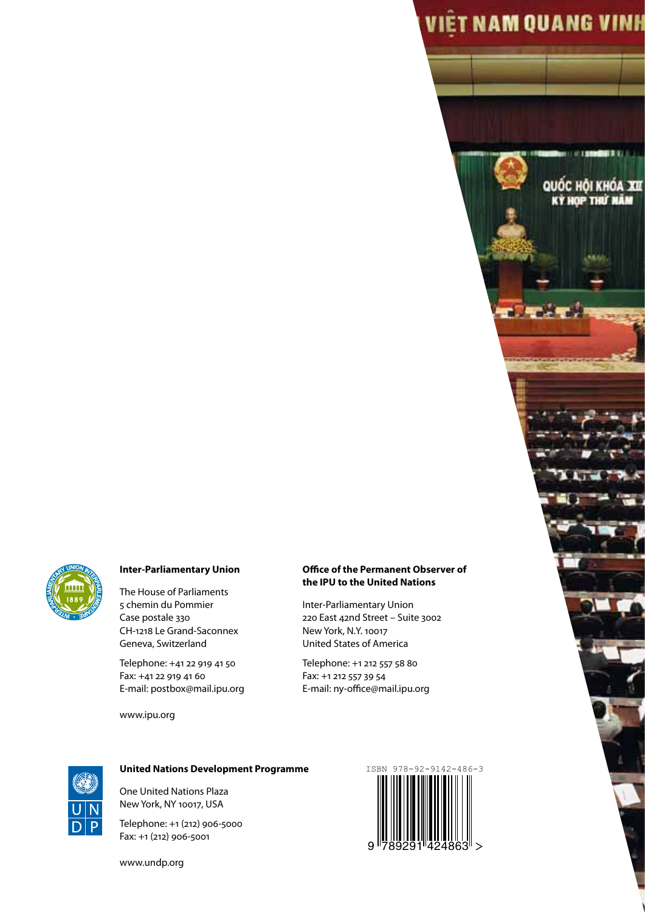**Inter-Parliamentary Union**

The House of Parliaments
5 chemin du Pommier
Case postale 330
CH-1218 Le Grand-Saconnex
Geneva, Switzerland

Telephone: +41 22 919 41 50
Fax: +41 22 919 41 60
E-mail: postbox@mail.ipu.org

www.ipu.org

**Office of the Permanent Observer of the IPU to the United Nations**

Inter-Parliamentary Union
220 East 42nd Street – Suite 3002
New York, N.Y. 10017
United States of America

Telephone: +1 212 557 58 80
Fax: +1 212 557 39 54
E-mail: ny-office@mail.ipu.org

**United Nations Development Programme**

One United Nations Plaza
New York, NY 10017, USA

Telephone: +1 (212) 906-5000
Fax: +1 (212) 906-5001

www.undp.org

ISBN 978-92-9142-486-3